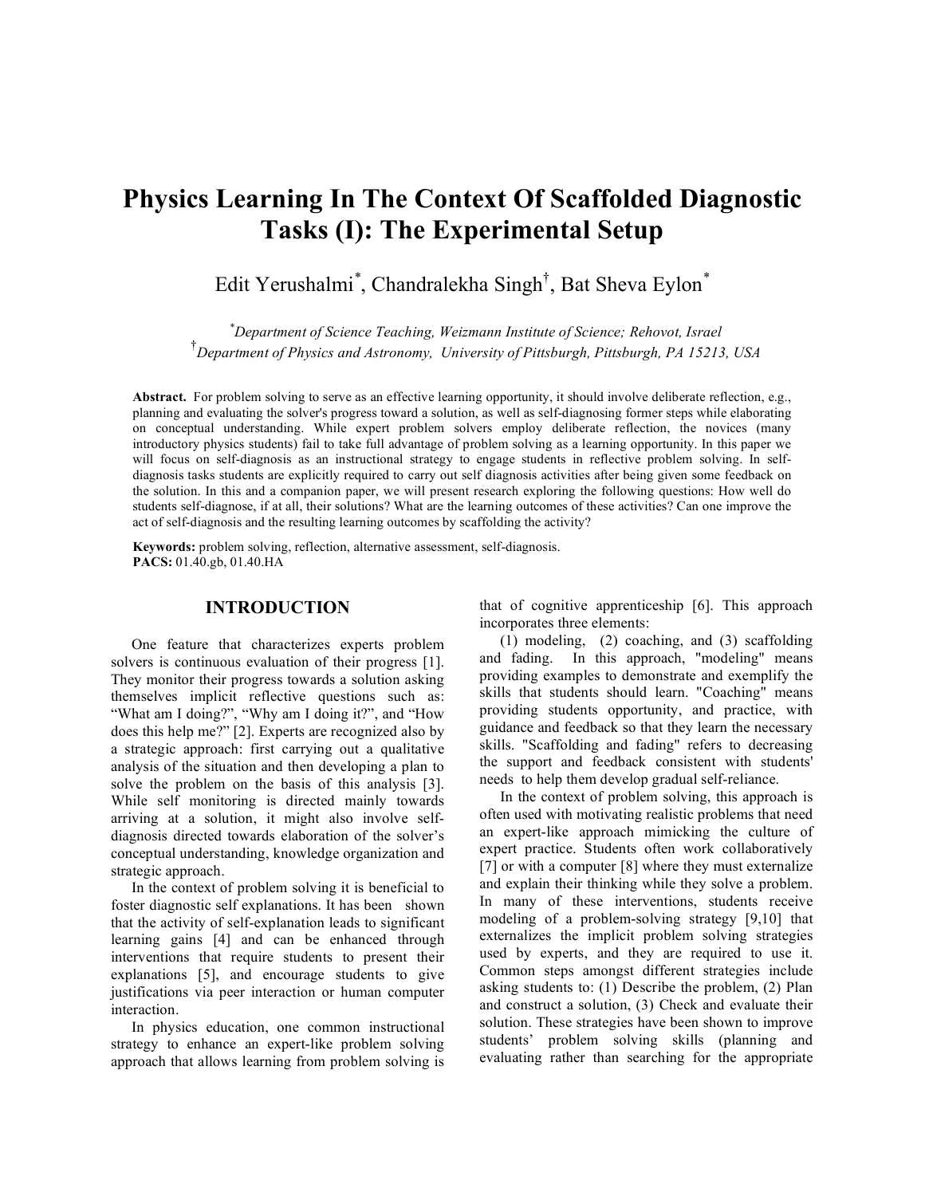# Physics Learning In The Context Of Scaffolded Diagnostic Tasks (I): The Experimental Setup

Edit Yerushalmi[*], Chandralekha Singh[†], Bat Sheva Eylon[*]

[*]*Department of Science Teaching, Weizmann Institute of Science; Rehovot, Israel*
[†]*Department of Physics and Astronomy, University of Pittsburgh, Pittsburgh, PA 15213, USA*

**Abstract.** For problem solving to serve as an effective learning opportunity, it should involve deliberate reflection, e.g., planning and evaluating the solver's progress toward a solution, as well as self-diagnosing former steps while elaborating on conceptual understanding. While expert problem solvers employ deliberate reflection, the novices (many introductory physics students) fail to take full advantage of problem solving as a learning opportunity. In this paper we will focus on self-diagnosis as an instructional strategy to engage students in reflective problem solving. In self-diagnosis tasks students are explicitly required to carry out self diagnosis activities after being given some feedback on the solution. In this and a companion paper, we will present research exploring the following questions: How well do students self-diagnose, if at all, their solutions? What are the learning outcomes of these activities? Can one improve the act of self-diagnosis and the resulting learning outcomes by scaffolding the activity?

**Keywords:** problem solving, reflection, alternative assessment, self-diagnosis.
**PACS:** 01.40.gb, 01.40.HA

## INTRODUCTION

One feature that characterizes experts problem solvers is continuous evaluation of their progress [1]. They monitor their progress towards a solution asking themselves implicit reflective questions such as: "What am I doing?", "Why am I doing it?", and "How does this help me?" [2]. Experts are recognized also by a strategic approach: first carrying out a qualitative analysis of the situation and then developing a plan to solve the problem on the basis of this analysis [3]. While self monitoring is directed mainly towards arriving at a solution, it might also involve self-diagnosis directed towards elaboration of the solver's conceptual understanding, knowledge organization and strategic approach.

In the context of problem solving it is beneficial to foster diagnostic self explanations. It has been shown that the activity of self-explanation leads to significant learning gains [4] and can be enhanced through interventions that require students to present their explanations [5], and encourage students to give justifications via peer interaction or human computer interaction.

In physics education, one common instructional strategy to enhance an expert-like problem solving approach that allows learning from problem solving is that of cognitive apprenticeship [6]. This approach incorporates three elements:

(1) modeling, (2) coaching, and (3) scaffolding and fading. In this approach, "modeling" means providing examples to demonstrate and exemplify the skills that students should learn. "Coaching" means providing students opportunity, and practice, with guidance and feedback so that they learn the necessary skills. "Scaffolding and fading" refers to decreasing the support and feedback consistent with students' needs to help them develop gradual self-reliance.

In the context of problem solving, this approach is often used with motivating realistic problems that need an expert-like approach mimicking the culture of expert practice. Students often work collaboratively [7] or with a computer [8] where they must externalize and explain their thinking while they solve a problem. In many of these interventions, students receive modeling of a problem-solving strategy [9,10] that externalizes the implicit problem solving strategies used by experts, and they are required to use it. Common steps amongst different strategies include asking students to: (1) Describe the problem, (2) Plan and construct a solution, (3) Check and evaluate their solution. These strategies have been shown to improve students' problem solving skills (planning and evaluating rather than searching for the appropriate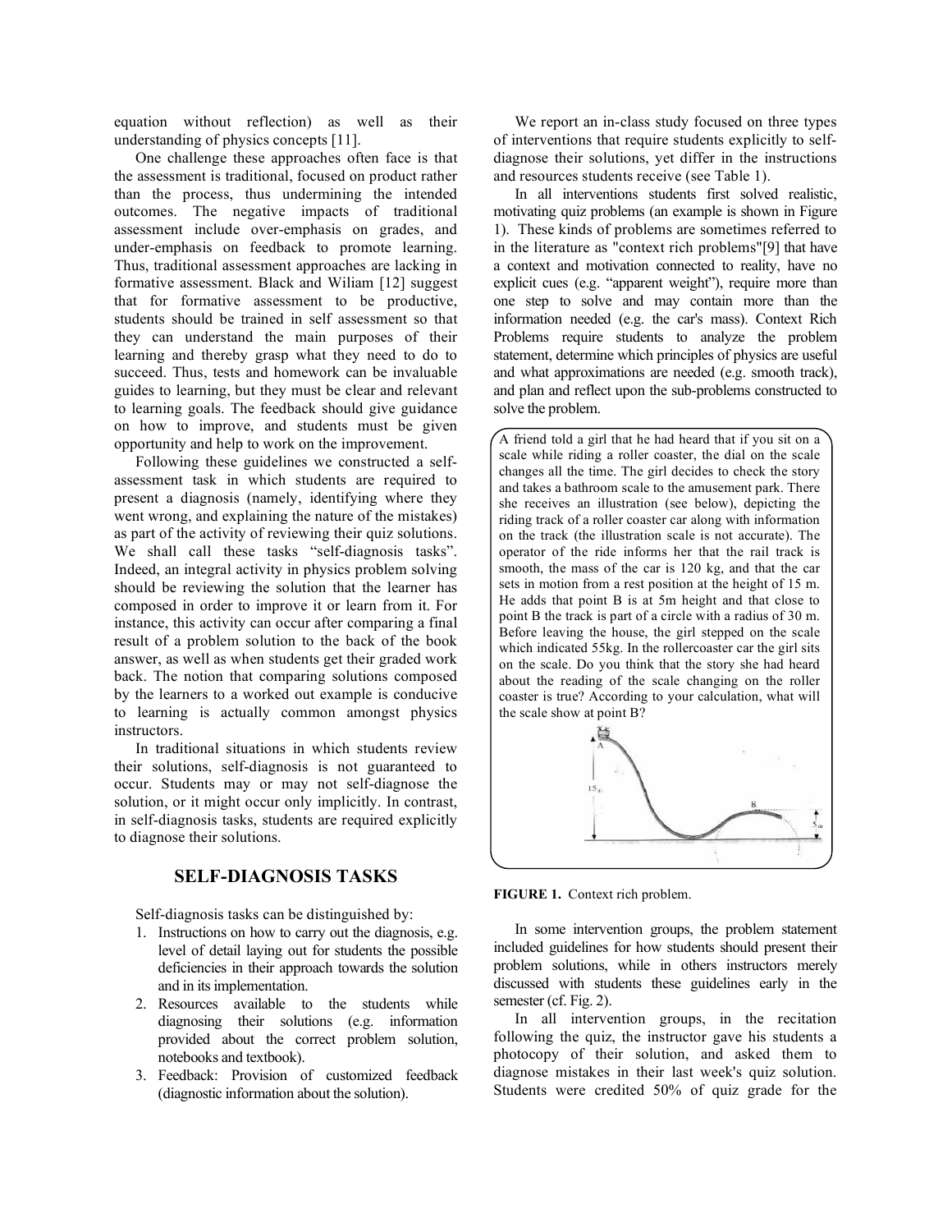equation without reflection) as well as their understanding of physics concepts [11].

One challenge these approaches often face is that the assessment is traditional, focused on product rather than the process, thus undermining the intended outcomes. The negative impacts of traditional assessment include over-emphasis on grades, and under-emphasis on feedback to promote learning. Thus, traditional assessment approaches are lacking in formative assessment. Black and Wiliam [12] suggest that for formative assessment to be productive, students should be trained in self assessment so that they can understand the main purposes of their learning and thereby grasp what they need to do to succeed. Thus, tests and homework can be invaluable guides to learning, but they must be clear and relevant to learning goals. The feedback should give guidance on how to improve, and students must be given opportunity and help to work on the improvement.

Following these guidelines we constructed a self-assessment task in which students are required to present a diagnosis (namely, identifying where they went wrong, and explaining the nature of the mistakes) as part of the activity of reviewing their quiz solutions. We shall call these tasks "self-diagnosis tasks". Indeed, an integral activity in physics problem solving should be reviewing the solution that the learner has composed in order to improve it or learn from it. For instance, this activity can occur after comparing a final result of a problem solution to the back of the book answer, as well as when students get their graded work back. The notion that comparing solutions composed by the learners to a worked out example is conducive to learning is actually common amongst physics instructors.

In traditional situations in which students review their solutions, self-diagnosis is not guaranteed to occur. Students may or may not self-diagnose the solution, or it might occur only implicitly. In contrast, in self-diagnosis tasks, students are required explicitly to diagnose their solutions.

## SELF-DIAGNOSIS TASKS

Self-diagnosis tasks can be distinguished by:

1. Instructions on how to carry out the diagnosis, e.g. level of detail laying out for students the possible deficiencies in their approach towards the solution and in its implementation.
2. Resources available to the students while diagnosing their solutions (e.g. information provided about the correct problem solution, notebooks and textbook).
3. Feedback: Provision of customized feedback (diagnostic information about the solution).

We report an in-class study focused on three types of interventions that require students explicitly to self-diagnose their solutions, yet differ in the instructions and resources students receive (see Table 1).

In all interventions students first solved realistic, motivating quiz problems (an example is shown in Figure 1). These kinds of problems are sometimes referred to in the literature as "context rich problems"[9] that have a context and motivation connected to reality, have no explicit cues (e.g. "apparent weight"), require more than one step to solve and may contain more than the information needed (e.g. the car's mass). Context Rich Problems require students to analyze the problem statement, determine which principles of physics are useful and what approximations are needed (e.g. smooth track), and plan and reflect upon the sub-problems constructed to solve the problem.

A friend told a girl that he had heard that if you sit on a scale while riding a roller coaster, the dial on the scale changes all the time. The girl decides to check the story and takes a bathroom scale to the amusement park. There she receives an illustration (see below), depicting the riding track of a roller coaster car along with information on the track (the illustration scale is not accurate). The operator of the ride informs her that the rail track is smooth, the mass of the car is 120 kg, and that the car sets in motion from a rest position at the height of 15 m. He adds that point B is at 5m height and that close to point B the track is part of a circle with a radius of 30 m. Before leaving the house, the girl stepped on the scale which indicated 55kg. In the rollercoaster car the girl sits on the scale. Do you think that the story she had heard about the reading of the scale changing on the roller coaster is true? According to your calculation, what will the scale show at point B?

A

15 m

B

5 m

**FIGURE 1.** Context rich problem.

In some intervention groups, the problem statement included guidelines for how students should present their problem solutions, while in others instructors merely discussed with students these guidelines early in the semester (cf. Fig. 2).

In all intervention groups, in the recitation following the quiz, the instructor gave his students a photocopy of their solution, and asked them to diagnose mistakes in their last week's quiz solution. Students were credited 50% of quiz grade for the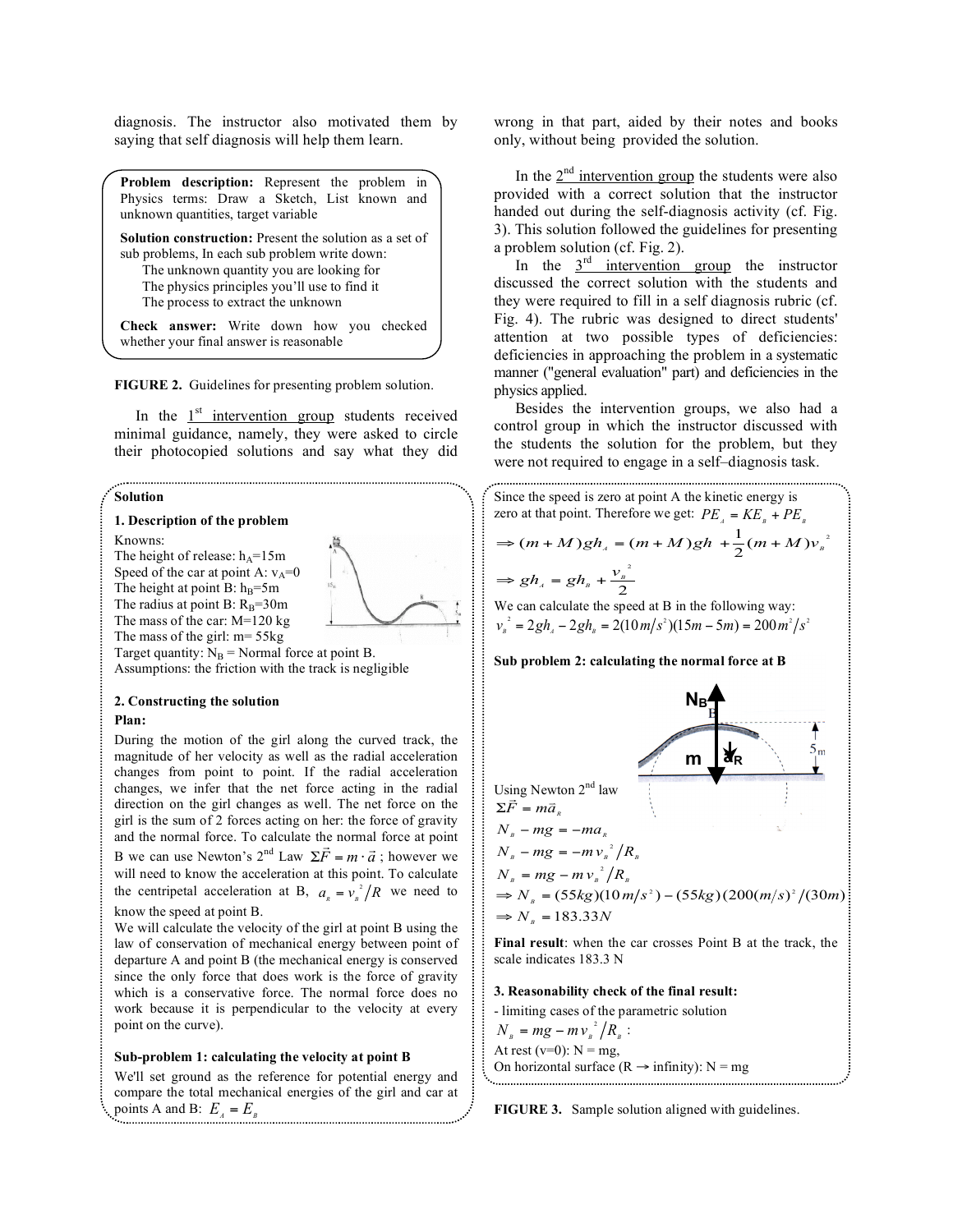diagnosis. The instructor also motivated them by saying that self diagnosis will help them learn.

> **Problem description:** Represent the problem in Physics terms: Draw a Sketch, List known and unknown quantities, target variable
>
> **Solution construction:** Present the solution as a set of sub problems, In each sub problem write down:
> The unknown quantity you are looking for
> The physics principles you'll use to find it
> The process to extract the unknown
>
> **Check answer:** Write down how you checked whether your final answer is reasonable

**FIGURE 2.** Guidelines for presenting problem solution.

In the 1st intervention group students received minimal guidance, namely, they were asked to circle their photocopied solutions and say what they did wrong in that part, aided by their notes and books only, without being provided the solution.

In the 2nd intervention group the students were also provided with a correct solution that the instructor handed out during the self-diagnosis activity (cf. Fig. 3). This solution followed the guidelines for presenting a problem solution (cf. Fig. 2).

In the 3rd intervention group the instructor discussed the correct solution with the students and they were required to fill in a self diagnosis rubric (cf. Fig. 4). The rubric was designed to direct students' attention at two possible types of deficiencies: deficiencies in approaching the problem in a systematic manner ("general evaluation" part) and deficiencies in the physics applied.

Besides the intervention groups, we also had a control group in which the instructor discussed with the students the solution for the problem, but they were not required to engage in a self–diagnosis task.

---

**Solution**

**1. Description of the problem**

Knowns:
The height of release: $h_A$=15m
Speed of the car at point A: $v_A$=0
The height at point B: $h_B$=5m
The radius at point B: $R_B$=30m
The mass of the car: M=120 kg
The mass of the girl: m= 55kg
Target quantity: $N_B$ = Normal force at point B.
Assumptions: the friction with the track is negligible

**2. Constructing the solution**

**Plan:**

During the motion of the girl along the curved track, the magnitude of her velocity as well as the radial acceleration changes from point to point. If the radial acceleration changes, we infer that the net force acting in the radial direction on the girl changes as well. The net force on the girl is the sum of 2 forces acting on her: the force of gravity and the normal force. To calculate the normal force at point B we can use Newton's 2nd Law $\Sigma\vec{F} = m \cdot \vec{a}$ ; however we will need to know the acceleration at this point. To calculate the centripetal acceleration at B, $a_R = v_B^2/R$ we need to know the speed at point B.

We will calculate the velocity of the girl at point B using the law of conservation of mechanical energy between point of departure A and point B (the mechanical energy is conserved since the only force that does work is the force of gravity which is a conservative force. The normal force does no work because it is perpendicular to the velocity at every point on the curve).

**Sub-problem 1: calculating the velocity at point B**

We'll set ground as the reference for potential energy and compare the total mechanical energies of the girl and car at points A and B: $E_A = E_B$

Since the speed is zero at point A the kinetic energy is zero at that point. Therefore we get: $PE_A = KE_B + PE_B$

$$\Rightarrow (m+M)gh_A = (m+M)gh + \frac{1}{2}(m+M)v_B^2$$

$$\Rightarrow gh_A = gh_B + \frac{v_B^2}{2}$$

We can calculate the speed at B in the following way:

$$v_B^2 = 2gh_A - 2gh_B = 2(10\,m/s^2)(15m - 5m) = 200\,m^2/s^2$$

**Sub problem 2: calculating the normal force at B**

Using Newton 2nd law

$$\Sigma\vec{F} = m\vec{a}_R$$

$$N_B - mg = -ma_R$$

$$N_B - mg = -mv_B^2/R_B$$

$$N_B = mg - mv_B^2/R_B$$

$$\Rightarrow N_B = (55kg)(10\,m/s^2) - (55kg)(200(m/s)^2/(30m)$$

$$\Rightarrow N_B = 183.33N$$

**Final result**: when the car crosses Point B at the track, the scale indicates 183.3 N

**3. Reasonability check of the final result:**

- limiting cases of the parametric solution $N_B = mg - mv_B^2/R_B$ :

At rest (v=0): N = mg,
On horizontal surface (R → infinity): N = mg

**FIGURE 3.** Sample solution aligned with guidelines.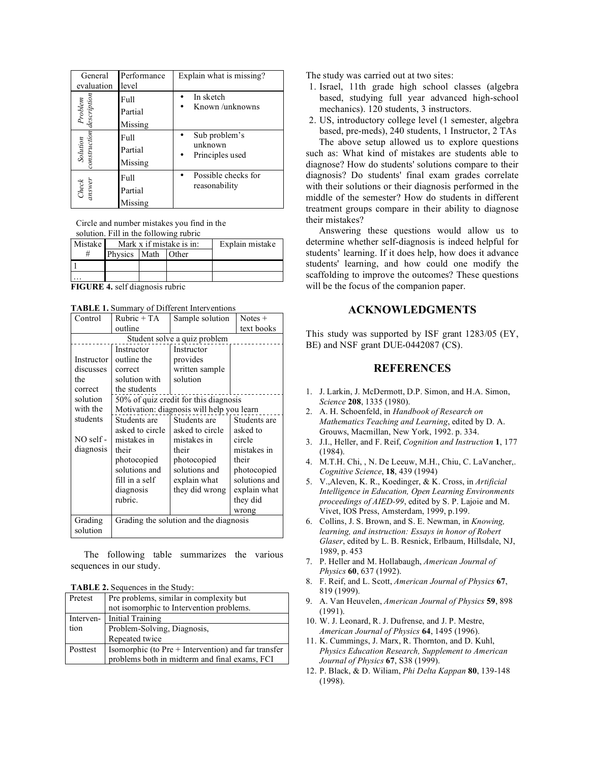| General evaluation | Performance level | Explain what is missing? |
|---|---|---|
| *Problem description* | Full<br>Partial<br>Missing | • In sketch<br>• Known /unknowns |
| *Solution construction* | Full<br>Partial<br>Missing | • Sub problem's unknown<br>• Principles used |
| *Check answer* | Full<br>Partial<br>Missing | • Possible checks for reasonability |

Circle and number mistakes you find in the solution. Fill in the following rubric

| Mistake # | Mark x if mistake is in: | | | Explain mistake |
|---|---|---|---|---|
| | Physics | Math | Other | |
| 1 | | | | |
| … | | | | |

**FIGURE 4.** self diagnosis rubric

**TABLE 1.** Summary of Different Interventions

| Control | Rubric + TA outline | Sample solution | Notes + text books |
|---|---|---|---|
| | Student solve a quiz problem | | |
| Instructor discusses the correct solution with the students | Instructor outline the correct solution with the students | Instructor provides written sample solution | |
| | 50% of quiz credit for this diagnosis<br>Motivation: diagnosis will help you learn | | |
| NO self - diagnosis | Students are asked to circle mistakes in their photocopied solutions and fill in a self diagnosis rubric. | Students are asked to circle mistakes in their photocopied solutions and explain what they did wrong | Students are asked to circle mistakes in their photocopied solutions and explain what they did wrong |
| Grading solution | Grading the solution and the diagnosis | | |

The following table summarizes the various sequences in our study.

**TABLE 2.** Sequences in the Study:

| | |
|---|---|
| Pretest | Pre problems, similar in complexity but not isomorphic to Intervention problems. |
| Intervention | Initial Training |
| | Problem-Solving, Diagnosis, Repeated twice |
| Posttest | Isomorphic (to Pre + Intervention) and far transfer problems both in midterm and final exams, FCI |

The study was carried out at two sites:

1. Israel, 11th grade high school classes (algebra based, studying full year advanced high-school mechanics). 120 students, 3 instructors.
2. US, introductory college level (1 semester, algebra based, pre-meds), 240 students, 1 Instructor, 2 TAs

The above setup allowed us to explore questions such as: What kind of mistakes are students able to diagnose? How do students' solutions compare to their diagnosis? Do students' final exam grades correlate with their solutions or their diagnosis performed in the middle of the semester? How do students in different treatment groups compare in their ability to diagnose their mistakes?

Answering these questions would allow us to determine whether self-diagnosis is indeed helpful for students' learning. If it does help, how does it advance students' learning, and how could one modify the scaffolding to improve the outcomes? These questions will be the focus of the companion paper.

## ACKNOWLEDGMENTS

This study was supported by ISF grant 1283/05 (EY, BE) and NSF grant DUE-0442087 (CS).

## REFERENCES

1. J. Larkin, J. McDermott, D.P. Simon, and H.A. Simon, *Science* **208**, 1335 (1980).
2. A. H. Schoenfeld, in *Handbook of Research on Mathematics Teaching and Learning*, edited by D. A. Grouws, Macmillan, New York, 1992. p. 334.
3. J.I., Heller, and F. Reif, *Cognition and Instruction* **1**, 177 (1984).
4. M.T.H. Chi, , N. De Leeuw, M.H., Chiu, C. LaVancher,. *Cognitive Science*, **18**, 439 (1994)
5. V.,Aleven, K. R., Koedinger, & K. Cross, in *Artificial Intelligence in Education, Open Learning Environments proceedings of AIED-99*, edited by S. P. Lajoie and M. Vivet, IOS Press, Amsterdam, 1999, p.199.
6. Collins, J. S. Brown, and S. E. Newman, in *Knowing, learning, and instruction: Essays in honor of Robert Glaser*, edited by L. B. Resnick, Erlbaum, Hillsdale, NJ, 1989, p. 453
7. P. Heller and M. Hollabaugh, *American Journal of Physics* **60**, 637 (1992).
8. F. Reif, and L. Scott, *American Journal of Physics* **67**, 819 (1999).
9. A. Van Heuvelen, *American Journal of Physics* **59**, 898 (1991).
10. W. J. Leonard, R. J. Dufrense, and J. P. Mestre, *American Journal of Physics* **64**, 1495 (1996).
11. K. Cummings, J. Marx, R. Thornton, and D. Kuhl, *Physics Education Research, Supplement to American Journal of Physics* **67**, S38 (1999).
12. P. Black, & D. Wiliam, *Phi Delta Kappan* **80**, 139-148 (1998).